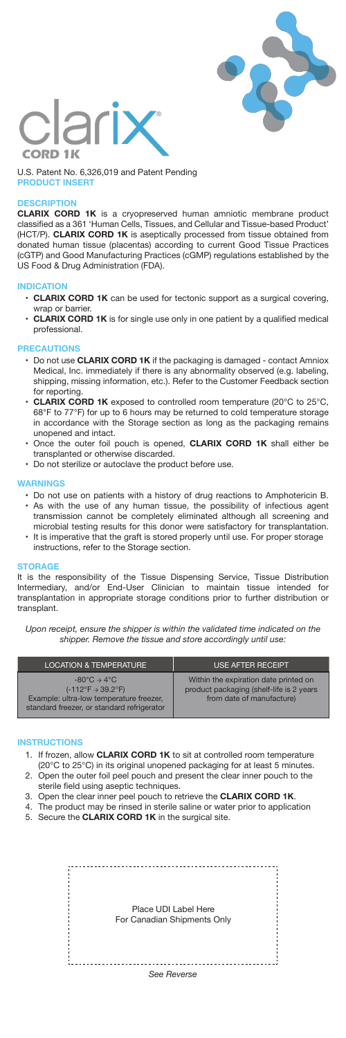# clarix® CORD 1K

U.S. Patent No. 6,326,019 and Patent Pending

**PRODUCT INSERT**

## DESCRIPTION

**CLARIX CORD 1K** is a cryopreserved human amniotic membrane product classified as a 361 'Human Cells, Tissues, and Cellular and Tissue-based Product' (HCT/P). **CLARIX CORD 1K** is aseptically processed from tissue obtained from donated human tissue (placentas) according to current Good Tissue Practices (cGTP) and Good Manufacturing Practices (cGMP) regulations established by the US Food & Drug Administration (FDA).

## INDICATION

- **CLARIX CORD 1K** can be used for tectonic support as a surgical covering, wrap or barrier.
- **CLARIX CORD 1K** is for single use only in one patient by a qualified medical professional.

## PRECAUTIONS

- Do not use **CLARIX CORD 1K** if the packaging is damaged - contact Amniox Medical, Inc. immediately if there is any abnormality observed (e.g. labeling, shipping, missing information, etc.). Refer to the Customer Feedback section for reporting.
- **CLARIX CORD 1K** exposed to controlled room temperature (20°C to 25°C, 68°F to 77°F) for up to 6 hours may be returned to cold temperature storage in accordance with the Storage section as long as the packaging remains unopened and intact.
- Once the outer foil pouch is opened, **CLARIX CORD 1K** shall either be transplanted or otherwise discarded.
- Do not sterilize or autoclave the product before use.

## WARNINGS

- Do not use on patients with a history of drug reactions to Amphotericin B.
- As with the use of any human tissue, the possibility of infectious agent transmission cannot be completely eliminated although all screening and microbial testing results for this donor were satisfactory for transplantation.
- It is imperative that the graft is stored properly until use. For proper storage instructions, refer to the Storage section.

## STORAGE

It is the responsibility of the Tissue Dispensing Service, Tissue Distribution Intermediary, and/or End-User Clinician to maintain tissue intended for transplantation in appropriate storage conditions prior to further distribution or transplant.

*Upon receipt, ensure the shipper is within the validated time indicated on the shipper. Remove the tissue and store accordingly until use:*

| LOCATION & TEMPERATURE | USE AFTER RECEIPT |
|---|---|
| -80°C → 4°C (-112°F → 39.2°F) Example: ultra-low temperature freezer, standard freezer, or standard refrigerator | Within the expiration date printed on product packaging (shelf-life is 2 years from date of manufacture) |

## INSTRUCTIONS

1. If frozen, allow **CLARIX CORD 1K** to sit at controlled room temperature (20°C to 25°C) in its original unopened packaging for at least 5 minutes.
2. Open the outer foil peel pouch and present the clear inner pouch to the sterile field using aseptic techniques.
3. Open the clear inner peel pouch to retrieve the **CLARIX CORD 1K**.
4. The product may be rinsed in sterile saline or water prior to application
5. Secure the **CLARIX CORD 1K** in the surgical site.

Place UDI Label Here
For Canadian Shipments Only

*See Reverse*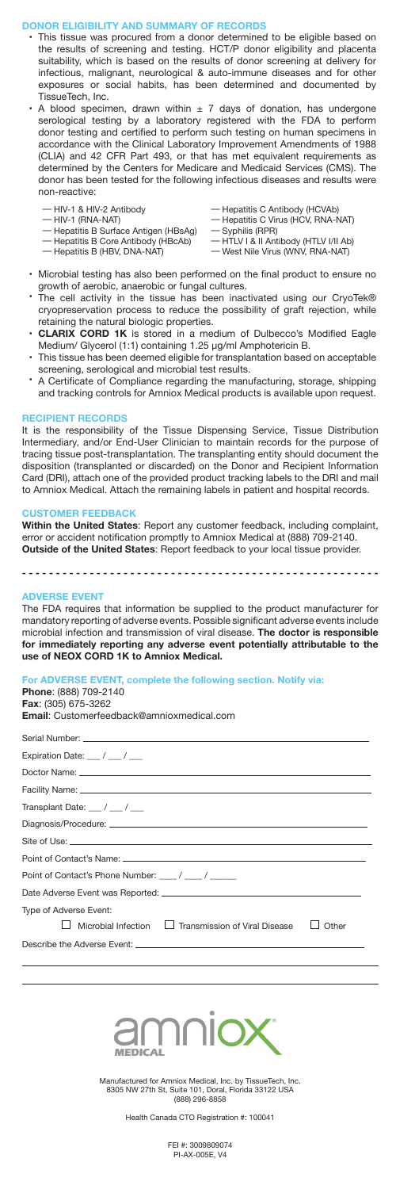## DONOR ELIGIBILITY AND SUMMARY OF RECORDS

- This tissue was procured from a donor determined to be eligible based on the results of screening and testing. HCT/P donor eligibility and placenta suitability, which is based on the results of donor screening at delivery for infectious, malignant, neurological & auto-immune diseases and for other exposures or social habits, has been determined and documented by TissueTech, Inc.
- A blood specimen, drawn within ± 7 days of donation, has undergone serological testing by a laboratory registered with the FDA to perform donor testing and certified to perform such testing on human specimens in accordance with the Clinical Laboratory Improvement Amendments of 1988 (CLIA) and 42 CFR Part 493, or that has met equivalent requirements as determined by the Centers for Medicare and Medicaid Services (CMS). The donor has been tested for the following infectious diseases and results were non-reactive:

  — HIV-1 & HIV-2 Antibody
  — HIV-1 (RNA-NAT)
  — Hepatitis B Surface Antigen (HBsAg)
  — Hepatitis B Core Antibody (HBcAb)
  — Hepatitis B (HBV, DNA-NAT)
  — Hepatitis C Antibody (HCVAb)
  — Hepatitis C Virus (HCV, RNA-NAT)
  — Syphilis (RPR)
  — HTLV I & II Antibody (HTLV I/II Ab)
  — West Nile Virus (WNV, RNA-NAT)

- Microbial testing has also been performed on the final product to ensure no growth of aerobic, anaerobic or fungal cultures.
- The cell activity in the tissue has been inactivated using our CryoTek® cryopreservation process to reduce the possibility of graft rejection, while retaining the natural biologic properties.
- **CLARIX CORD 1K** is stored in a medium of Dulbecco's Modified Eagle Medium/ Glycerol (1:1) containing 1.25 µg/ml Amphotericin B.
- This tissue has been deemed eligible for transplantation based on acceptable screening, serological and microbial test results.
- A Certificate of Compliance regarding the manufacturing, storage, shipping and tracking controls for Amniox Medical products is available upon request.

## RECIPIENT RECORDS

It is the responsibility of the Tissue Dispensing Service, Tissue Distribution Intermediary, and/or End-User Clinician to maintain records for the purpose of tracing tissue post-transplantation. The transplanting entity should document the disposition (transplanted or discarded) on the Donor and Recipient Information Card (DRI), attach one of the provided product tracking labels to the DRI and mail to Amniox Medical. Attach the remaining labels in patient and hospital records.

## CUSTOMER FEEDBACK

**Within the United States**: Report any customer feedback, including complaint, error or accident notification promptly to Amniox Medical at (888) 709-2140.
**Outside of the United States**: Report feedback to your local tissue provider.

---

## ADVERSE EVENT

The FDA requires that information be supplied to the product manufacturer for mandatory reporting of adverse events. Possible significant adverse events include microbial infection and transmission of viral disease. **The doctor is responsible for immediately reporting any adverse event potentially attributable to the use of NEOX CORD 1K to Amniox Medical.**

### For ADVERSE EVENT, complete the following section. Notify via:

**Phone**: (888) 709-2140
**Fax**: (305) 675-3262
**Email**: Customerfeedback@amnioxmedical.com

Serial Number: ______________________

Expiration Date: ___ / ___ / ___

Doctor Name: ______________________

Facility Name: ______________________

Transplant Date: ___ / ___ / ___

Diagnosis/Procedure: ______________________

Site of Use: ______________________

Point of Contact's Name: ______________________

Point of Contact's Phone Number: ____ / ___ / _____

Date Adverse Event was Reported: ______________________

Type of Adverse Event:

☐ Microbial Infection ☐ Transmission of Viral Disease ☐ Other

Describe the Adverse Event: ______________________

amniox MEDICAL

Manufactured for Amniox Medical, Inc. by TissueTech, Inc.
8305 NW 27th St, Suite 101, Doral, Florida 33122 USA
(888) 296-8858

Health Canada CTO Registration #: 100041

FEI #: 3009809074
PI-AX-005E, V4